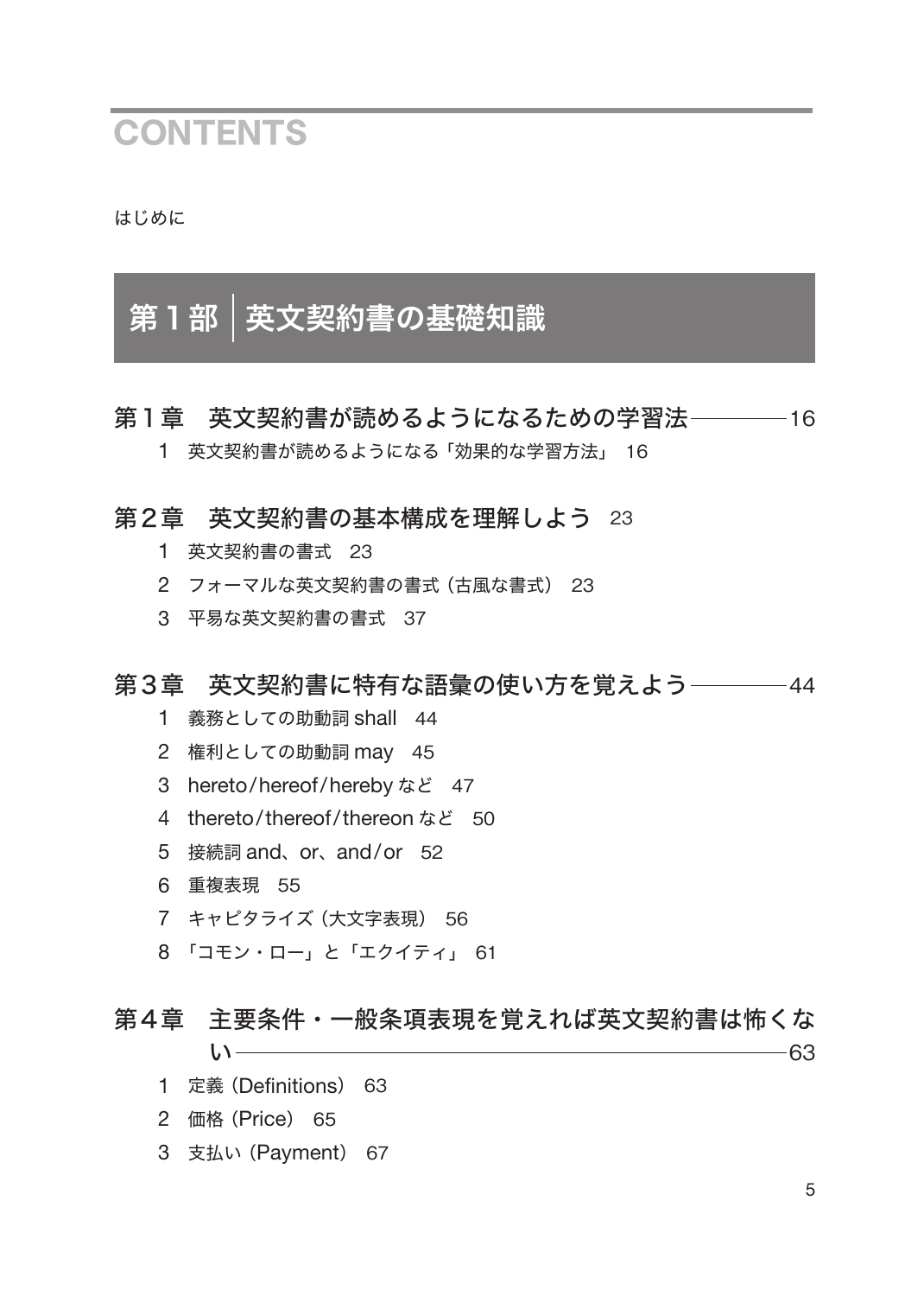# CONTENTS

はじめに

# 第１部　英文契約書の基礎知識

## 第１章　英文契約書が読めるようになるための学習法 ―― 16

1　英文契約書が読めるようになる「効果的な学習方法」　16

## 第２章　英文契約書の基本構成を理解しよう　23

1　英文契約書の書式　23

2　フォーマルな英文契約書の書式（古風な書式）　23

3　平易な英文契約書の書式　37

## 第３章　英文契約書に特有な語彙の使い方を覚えよう ―― 44

1　義務としての助動詞 shall　44

2　権利としての助動詞 may　45

3　hereto/hereof/hereby など　47

4　thereto/thereof/thereon など　50

5　接続詞 and、or、and/or　52

6　重複表現　55

7　キャピタライズ（大文字表現）　56

8　「コモン・ロー」と「エクイティ」　61

## 第４章　主要条件・一般条項表現を覚えれば英文契約書は怖くない ―― 63

1　定義（Definitions）　63

2　価格（Price）　65

3　支払い（Payment）　67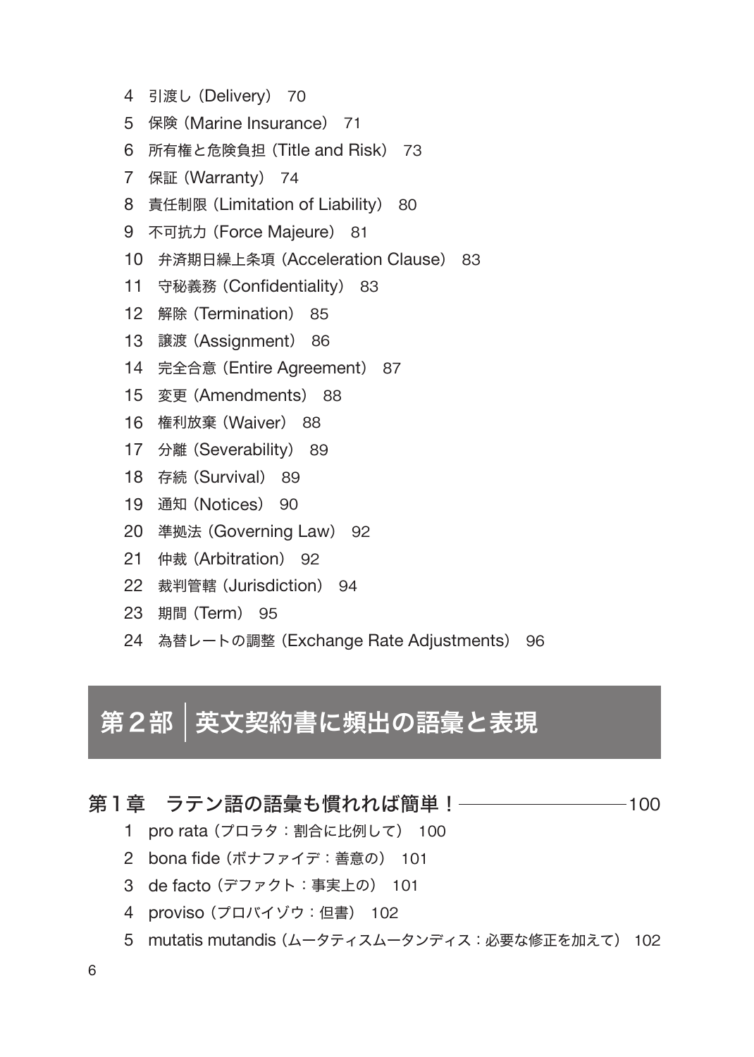4 引渡し (Delivery) 70

5 保険 (Marine Insurance) 71

6 所有権と危険負担 (Title and Risk) 73

7 保証 (Warranty) 74

8 責任制限 (Limitation of Liability) 80

9 不可抗力 (Force Majeure) 81

10 弁済期日繰上条項 (Acceleration Clause) 83

11 守秘義務 (Confidentiality) 83

12 解除 (Termination) 85

13 譲渡 (Assignment) 86

14 完全合意 (Entire Agreement) 87

15 変更 (Amendments) 88

16 権利放棄 (Waiver) 88

17 分離 (Severability) 89

18 存続 (Survival) 89

19 通知 (Notices) 90

20 準拠法 (Governing Law) 92

21 仲裁 (Arbitration) 92

22 裁判管轄 (Jurisdiction) 94

23 期間 (Term) 95

24 為替レートの調整 (Exchange Rate Adjustments) 96

# 第２部 英文契約書に頻出の語彙と表現

## 第１章 ラテン語の語彙も慣れれば簡単！ 100

1 pro rata（プロラタ：割合に比例して） 100

2 bona fide（ボナファイデ：善意の） 101

3 de facto（デファクト：事実上の） 101

4 proviso（プロバイゾウ：但書） 102

5 mutatis mutandis（ムータティスムータンディス：必要な修正を加えて） 102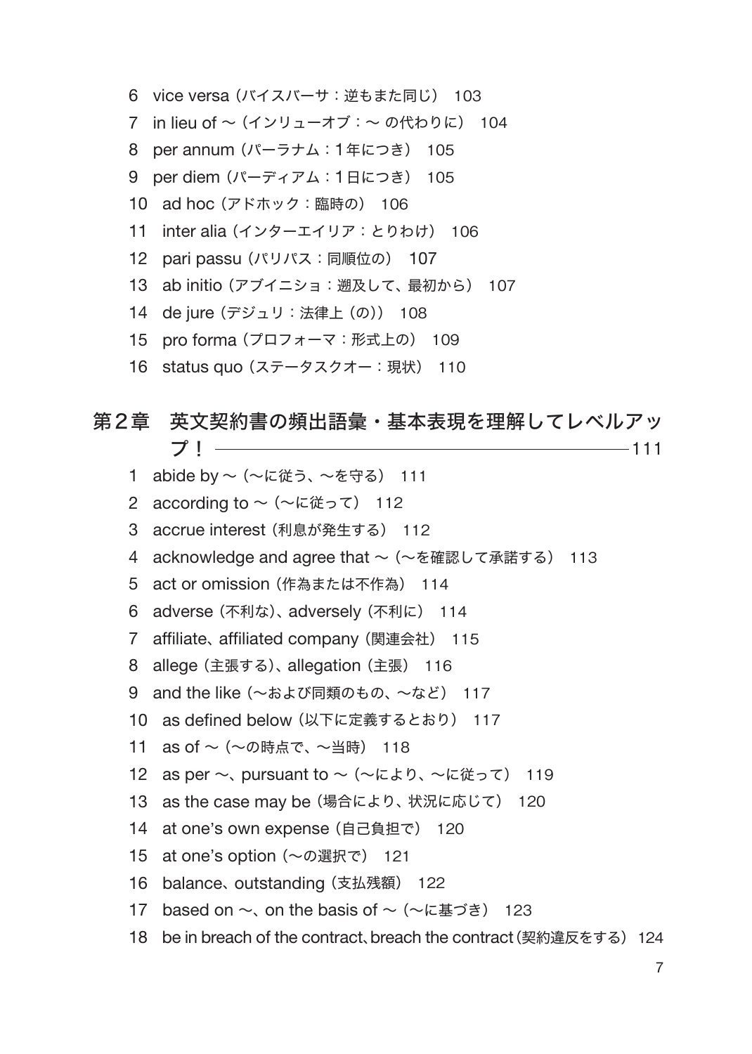6 vice versa（バイスバーサ：逆もまた同じ） 103
7 in lieu of 〜（インリューオブ：〜 の代わりに） 104
8 per annum（パーラナム：1年につき） 105
9 per diem（パーディアム：1日につき） 105
10 ad hoc（アドホック：臨時の） 106
11 inter alia（インターエイリア：とりわけ） 106
12 pari passu（パリパス：同順位の） 107
13 ab initio（アブイニショ：遡及して、最初から） 107
14 de jure（デジュリ：法律上（の）） 108
15 pro forma（プロフォーマ：形式上の） 109
16 status quo（ステータスクオー：現状） 110

## 第2章 英文契約書の頻出語彙・基本表現を理解してレベルアップ！ ―― 111

1 abide by 〜（〜に従う、〜を守る） 111
2 according to 〜（〜に従って） 112
3 accrue interest（利息が発生する） 112
4 acknowledge and agree that 〜（〜を確認して承諾する） 113
5 act or omission（作為または不作為） 114
6 adverse（不利な）、adversely（不利に） 114
7 affiliate、affiliated company（関連会社） 115
8 allege（主張する）、allegation（主張） 116
9 and the like（〜および同類のもの、〜など） 117
10 as defined below（以下に定義するとおり） 117
11 as of 〜（〜の時点で、〜当時） 118
12 as per 〜、pursuant to 〜（〜により、〜に従って） 119
13 as the case may be（場合により、状況に応じて） 120
14 at one's own expense（自己負担で） 120
15 at one's option（〜の選択で） 121
16 balance、outstanding（支払残額） 122
17 based on 〜、on the basis of 〜（〜に基づき） 123
18 be in breach of the contract、breach the contract（契約違反をする） 124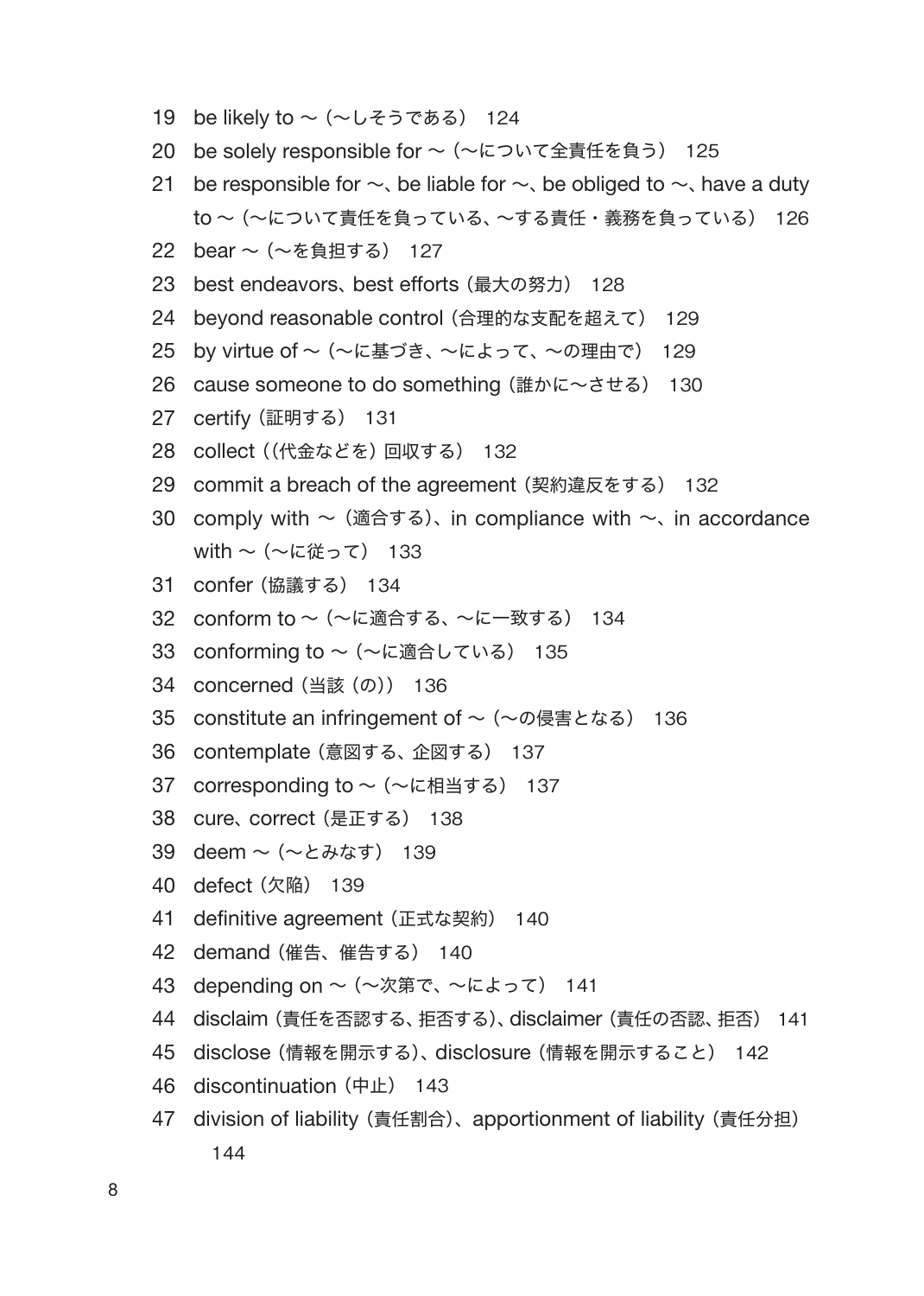19 be likely to ～（～しそうである） 124

20 be solely responsible for ～（～について全責任を負う） 125

21 be responsible for ～、be liable for ～、be obliged to ～、have a duty to ～（～について責任を負っている、～する責任・義務を負っている） 126

22 bear ～（～を負担する） 127

23 best endeavors、best efforts（最大の努力） 128

24 beyond reasonable control（合理的な支配を超えて） 129

25 by virtue of ～（～に基づき、～によって、～の理由で） 129

26 cause someone to do something（誰かに～させる） 130

27 certify（証明する） 131

28 collect（（代金などを）回収する） 132

29 commit a breach of the agreement（契約違反をする） 132

30 comply with ～（適合する）、in compliance with ～、in accordance with ～（～に従って） 133

31 confer（協議する） 134

32 conform to ～（～に適合する、～に一致する） 134

33 conforming to ～（～に適合している） 135

34 concerned（当該（の）） 136

35 constitute an infringement of ～（～の侵害となる） 136

36 contemplate（意図する、企図する） 137

37 corresponding to ～（～に相当する） 137

38 cure、correct（是正する） 138

39 deem ～（～とみなす） 139

40 defect（欠陥） 139

41 definitive agreement（正式な契約） 140

42 demand（催告、催告する） 140

43 depending on ～（～次第で、～によって） 141

44 disclaim（責任を否認する、拒否する）、disclaimer（責任の否認、拒否） 141

45 disclose（情報を開示する）、disclosure（情報を開示すること） 142

46 discontinuation（中止） 143

47 division of liability（責任割合）、apportionment of liability（責任分担） 144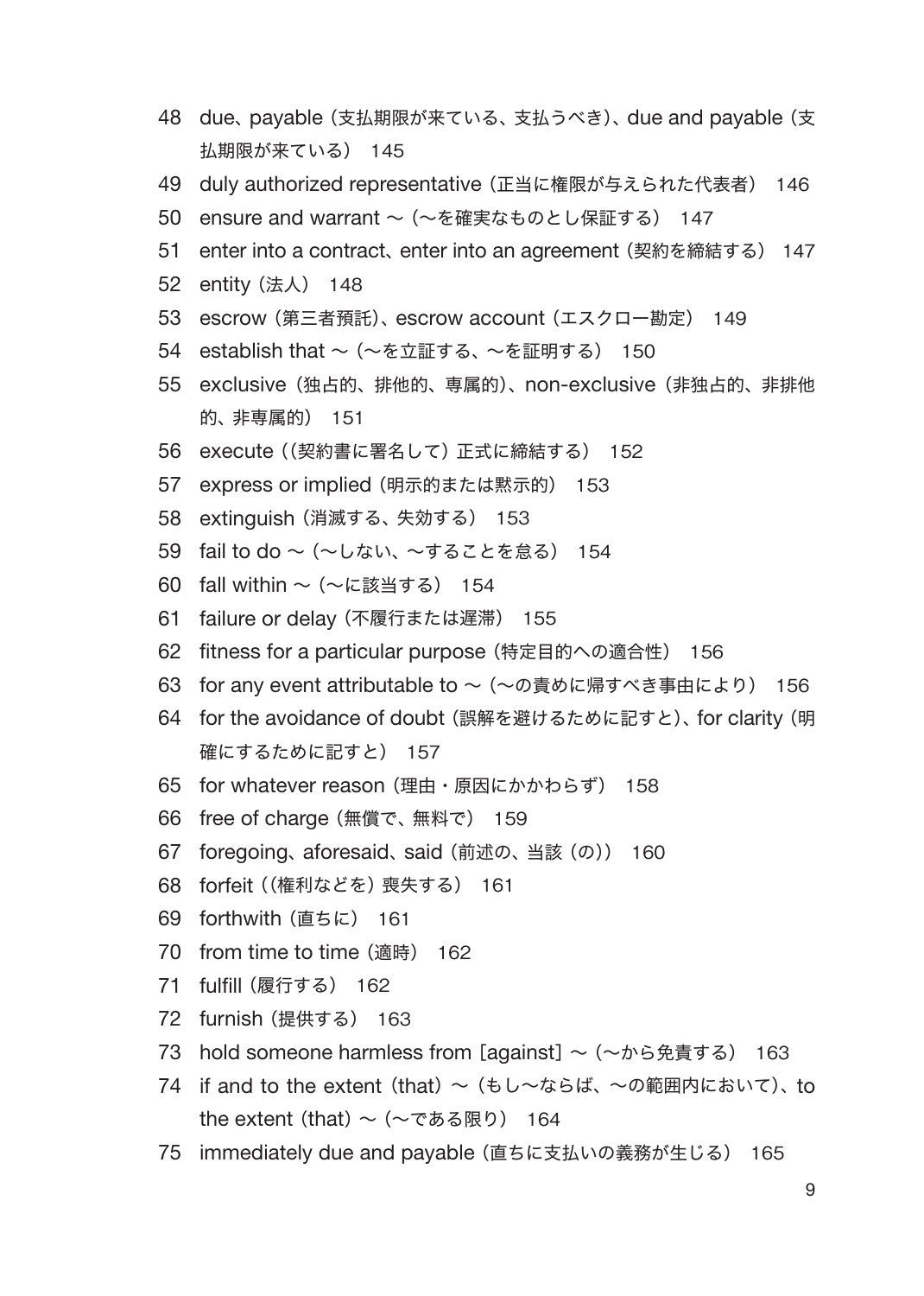48 due、payable（支払期限が来ている、支払うべき）、due and payable（支払期限が来ている） 145

49 duly authorized representative（正当に権限が与えられた代表者） 146

50 ensure and warrant ～（～を確実なものとし保証する） 147

51 enter into a contract、enter into an agreement（契約を締結する） 147

52 entity（法人） 148

53 escrow（第三者預託）、escrow account（エスクロー勘定） 149

54 establish that ～（～を立証する、～を証明する） 150

55 exclusive（独占的、排他的、専属的）、non-exclusive（非独占的、非排他的、非専属的） 151

56 execute（（契約書に署名して）正式に締結する） 152

57 express or implied（明示的または黙示的） 153

58 extinguish（消滅する、失効する） 153

59 fail to do ～（～しない、～することを怠る） 154

60 fall within ～（～に該当する） 154

61 failure or delay（不履行または遅滞） 155

62 fitness for a particular purpose（特定目的への適合性） 156

63 for any event attributable to ～（～の責めに帰すべき事由により） 156

64 for the avoidance of doubt（誤解を避けるために記すと）、for clarity（明確にするために記すと） 157

65 for whatever reason（理由・原因にかかわらず） 158

66 free of charge（無償で、無料で） 159

67 foregoing、aforesaid、said（前述の、当該（の）） 160

68 forfeit（（権利などを）喪失する） 161

69 forthwith（直ちに） 161

70 from time to time（適時） 162

71 fulfill（履行する） 162

72 furnish（提供する） 163

73 hold someone harmless from [against] ～（～から免責する） 163

74 if and to the extent（that）～（もし～ならば、～の範囲内において）、to the extent（that）～（～である限り） 164

75 immediately due and payable（直ちに支払いの義務が生じる） 165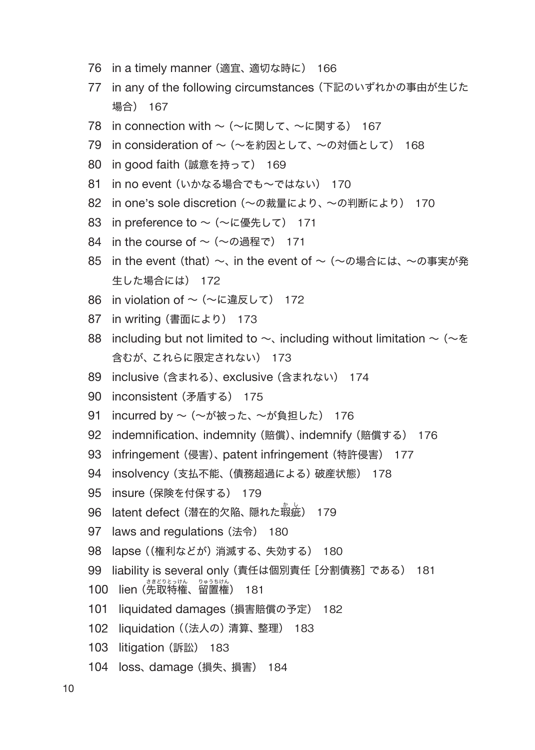76 in a timely manner（適宜、適切な時に） 166

77 in any of the following circumstances（下記のいずれかの事由が生じた場合） 167

78 in connection with ～（～に関して、～に関する） 167

79 in consideration of ～（～を約因として、～の対価として） 168

80 in good faith（誠意を持って） 169

81 in no event（いかなる場合でも～ではない） 170

82 in one's sole discretion（～の裁量により、～の判断により） 170

83 in preference to ～（～に優先して） 171

84 in the course of ～（～の過程で） 171

85 in the event (that) ～、in the event of ～（～の場合には、～の事実が発生した場合には） 172

86 in violation of ～（～に違反して） 172

87 in writing（書面により） 173

88 including but not limited to ～、including without limitation ～（～を含むが、これらに限定されない） 173

89 inclusive（含まれる）、exclusive（含まれない） 174

90 inconsistent（矛盾する） 175

91 incurred by ～（～が被った、～が負担した） 176

92 indemnification、indemnity（賠償）、indemnify（賠償する） 176

93 infringement（侵害）、patent infringement（特許侵害） 177

94 insolvency（支払不能、（債務超過による）破産状態） 178

95 insure（保険を付保する） 179

96 latent defect（潜在的欠陥、隠れた瑕疵（かし）） 179

97 laws and regulations（法令） 180

98 lapse（（権利などが）消滅する、失効する） 180

99 liability is several only（責任は個別責任［分割債務］である） 181

100 lien（先取特権（さきどりとっけん）、留置権（りゅうちけん）） 181

101 liquidated damages（損害賠償の予定） 182

102 liquidation（（法人の）清算、整理） 183

103 litigation（訴訟） 183

104 loss、damage（損失、損害） 184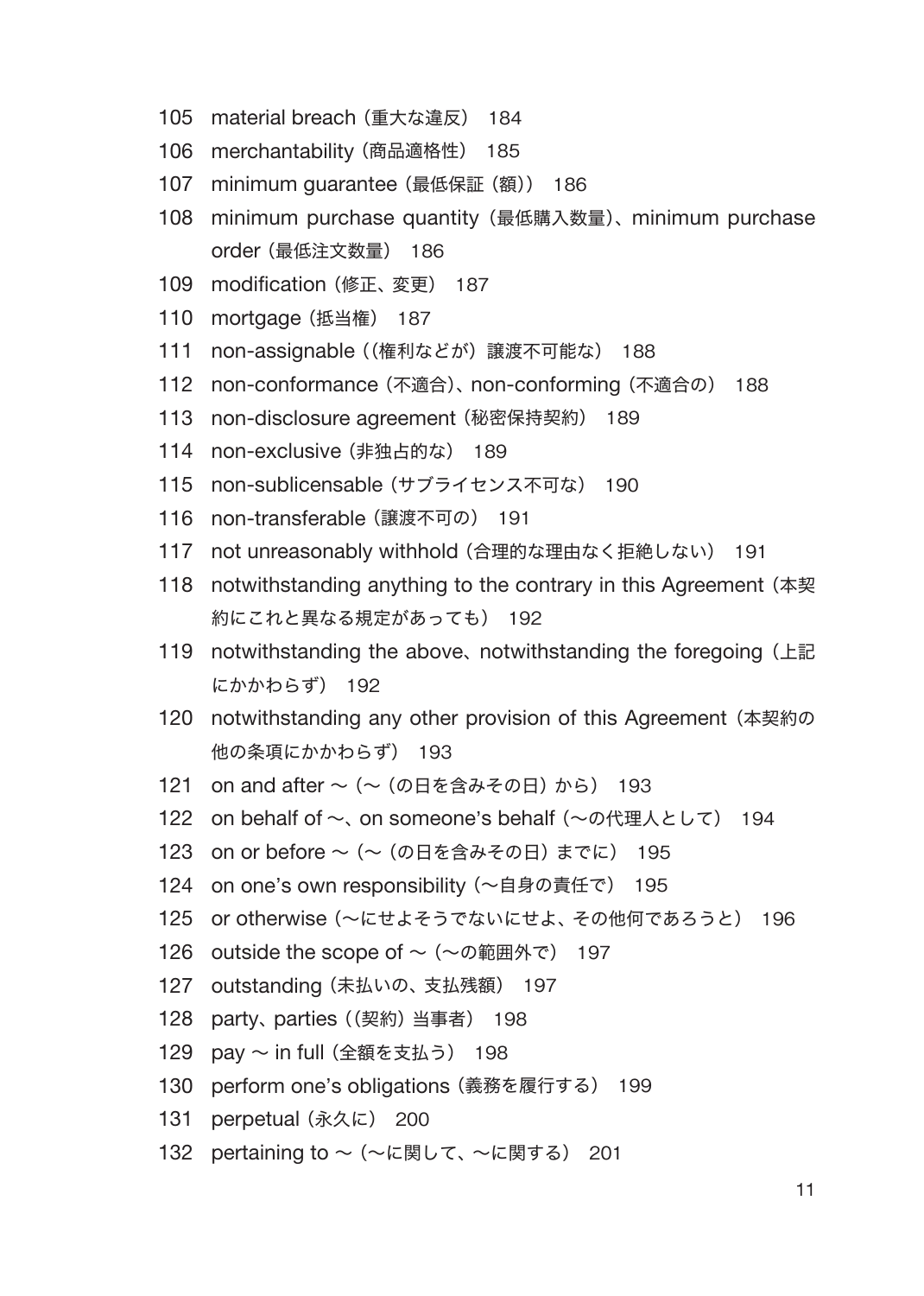105 material breach（重大な違反） 184

106 merchantability（商品適格性） 185

107 minimum guarantee（最低保証（額）） 186

108 minimum purchase quantity（最低購入数量）、minimum purchase order（最低注文数量） 186

109 modification（修正、変更） 187

110 mortgage（抵当権） 187

111 non-assignable（（権利などが）譲渡不可能な） 188

112 non-conformance（不適合）、non-conforming（不適合の） 188

113 non-disclosure agreement（秘密保持契約） 189

114 non-exclusive（非独占的な） 189

115 non-sublicensable（サブライセンス不可な） 190

116 non-transferable（譲渡不可の） 191

117 not unreasonably withhold（合理的な理由なく拒絶しない） 191

118 notwithstanding anything to the contrary in this Agreement（本契約にこれと異なる規定があっても） 192

119 notwithstanding the above、notwithstanding the foregoing（上記にかかわらず） 192

120 notwithstanding any other provision of this Agreement（本契約の他の条項にかかわらず） 193

121 on and after ～（～（の日を含みその日）から） 193

122 on behalf of ～、on someone's behalf（～の代理人として） 194

123 on or before ～（～（の日を含みその日）までに） 195

124 on one's own responsibility（～自身の責任で） 195

125 or otherwise（～にせよそうでないにせよ、その他何であろうと） 196

126 outside the scope of ～（～の範囲外で） 197

127 outstanding（未払いの、支払残額） 197

128 party、parties（（契約）当事者） 198

129 pay ～ in full（全額を支払う） 198

130 perform one's obligations（義務を履行する） 199

131 perpetual（永久に） 200

132 pertaining to ～（～に関して、～に関する） 201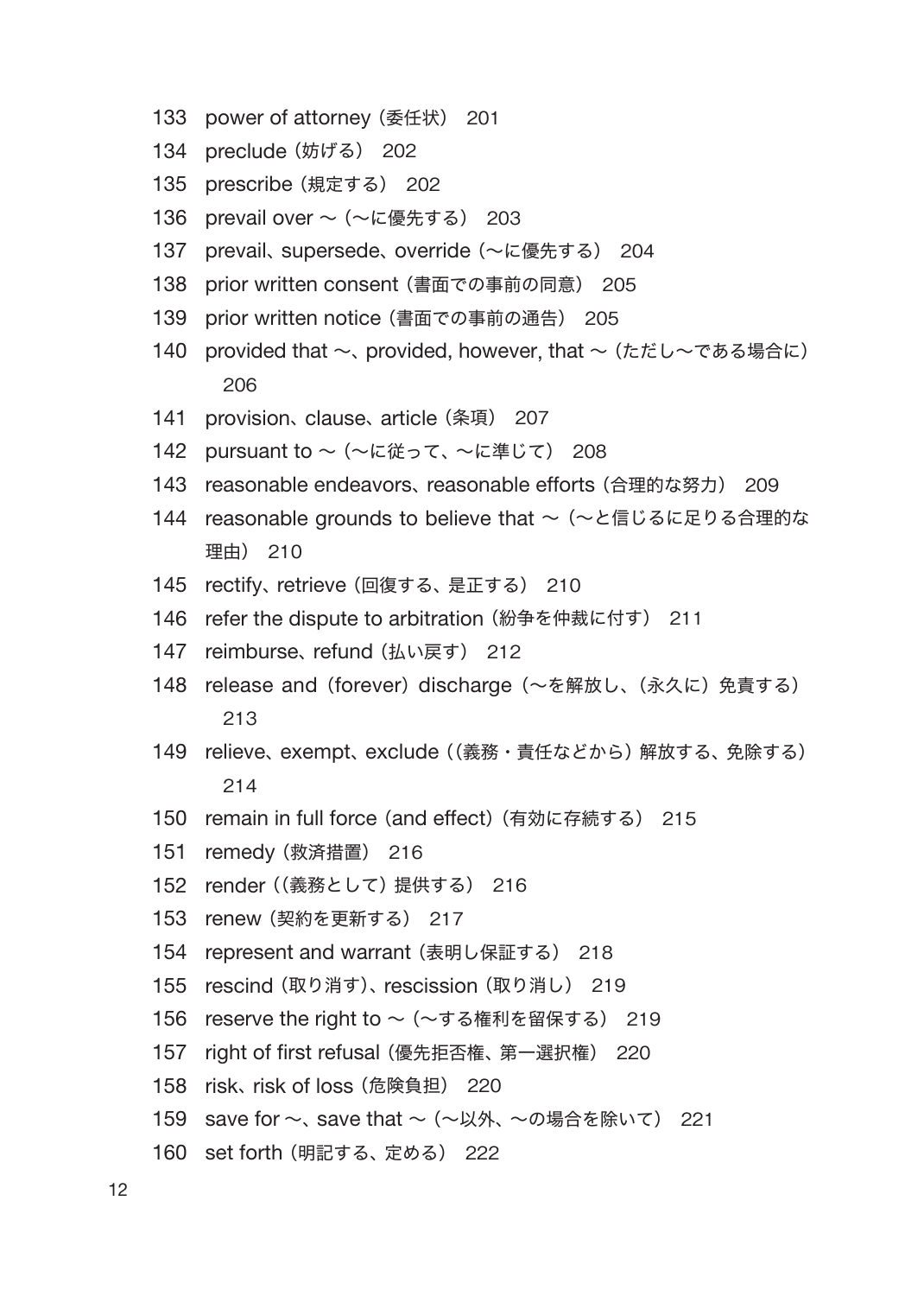133 power of attorney（委任状） 201

134 preclude（妨げる） 202

135 prescribe（規定する） 202

136 prevail over 〜（〜に優先する） 203

137 prevail、supersede、override（〜に優先する） 204

138 prior written consent（書面での事前の同意） 205

139 prior written notice（書面での事前の通告） 205

140 provided that 〜、provided, however, that 〜（ただし〜である場合に） 206

141 provision、clause、article（条項） 207

142 pursuant to 〜（〜に従って、〜に準じて） 208

143 reasonable endeavors、reasonable efforts（合理的な努力） 209

144 reasonable grounds to believe that 〜（〜と信じるに足りる合理的な理由） 210

145 rectify、retrieve（回復する、是正する） 210

146 refer the dispute to arbitration（紛争を仲裁に付す） 211

147 reimburse、refund（払い戻す） 212

148 release and（forever）discharge（〜を解放し、（永久に）免責する） 213

149 relieve、exempt、exclude（（義務・責任などから）解放する、免除する） 214

150 remain in full force（and effect）（有効に存続する） 215

151 remedy（救済措置） 216

152 render（（義務として）提供する） 216

153 renew（契約を更新する） 217

154 represent and warrant（表明し保証する） 218

155 rescind（取り消す）、rescission（取り消し） 219

156 reserve the right to 〜（〜する権利を留保する） 219

157 right of first refusal（優先拒否権、第一選択権） 220

158 risk、risk of loss（危険負担） 220

159 save for 〜、save that 〜（〜以外、〜の場合を除いて） 221

160 set forth（明記する、定める） 222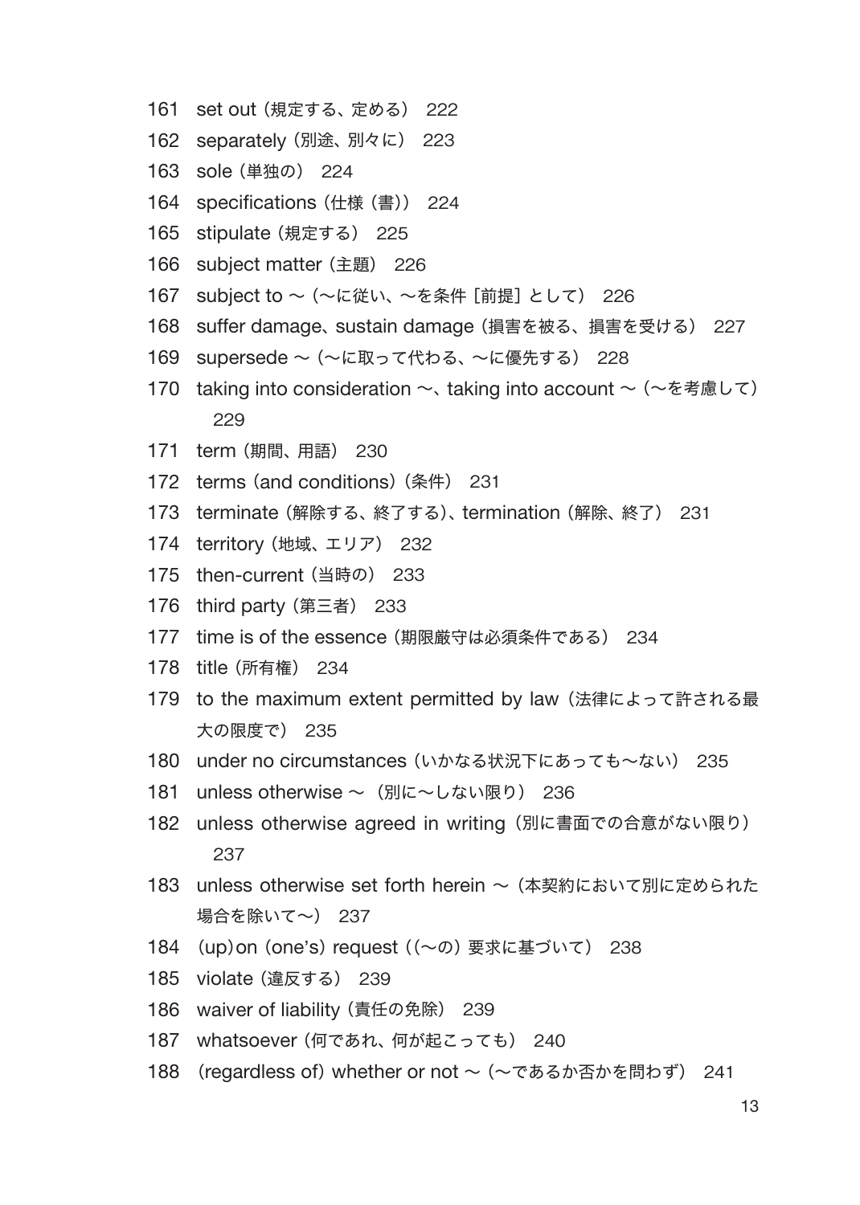161 set out（規定する、定める） 222

162 separately（別途、別々に） 223

163 sole（単独の） 224

164 specifications（仕様（書）） 224

165 stipulate（規定する） 225

166 subject matter（主題） 226

167 subject to ～（～に従い、～を条件［前提］として） 226

168 suffer damage、sustain damage（損害を被る、損害を受ける） 227

169 supersede ～（～に取って代わる、～に優先する） 228

170 taking into consideration ～、taking into account ～（～を考慮して） 229

171 term（期間、用語） 230

172 terms（and conditions）（条件） 231

173 terminate（解除する、終了する）、termination（解除、終了） 231

174 territory（地域、エリア） 232

175 then-current（当時の） 233

176 third party（第三者） 233

177 time is of the essence（期限厳守は必須条件である） 234

178 title（所有権） 234

179 to the maximum extent permitted by law（法律によって許される最大の限度で） 235

180 under no circumstances（いかなる状況下にあっても～ない） 235

181 unless otherwise ～（別に～しない限り） 236

182 unless otherwise agreed in writing（別に書面での合意がない限り） 237

183 unless otherwise set forth herein ～（本契約において別に定められた場合を除いて～） 237

184 (up)on (one's) request（(～の) 要求に基づいて） 238

185 violate（違反する） 239

186 waiver of liability（責任の免除） 239

187 whatsoever（何であれ、何が起こっても） 240

188 (regardless of) whether or not ～（～であるか否かを問わず） 241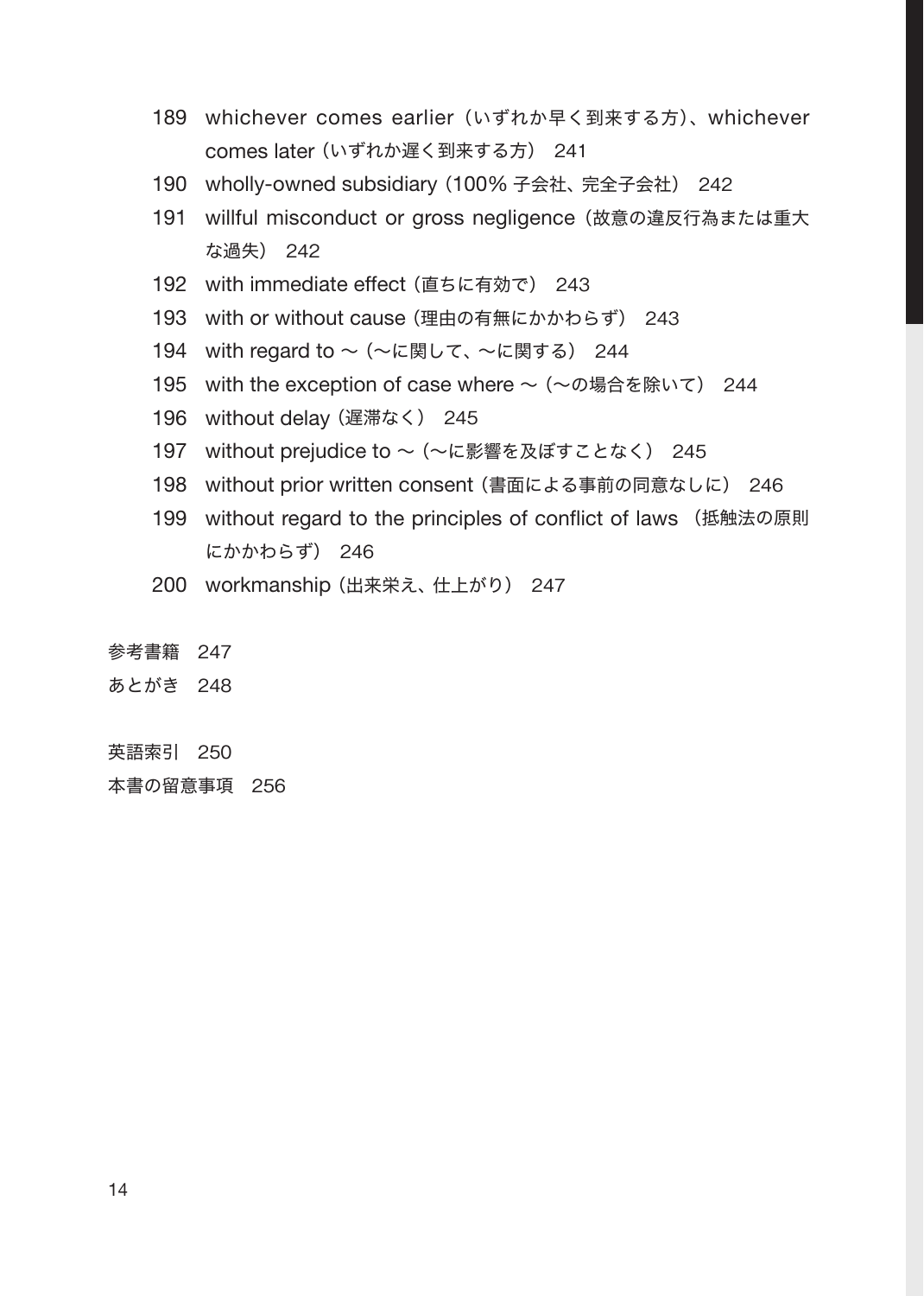189 whichever comes earlier（いずれか早く到来する方）、whichever comes later（いずれか遅く到来する方） 241

190 wholly-owned subsidiary（100% 子会社、完全子会社） 242

191 willful misconduct or gross negligence（故意の違反行為または重大な過失） 242

192 with immediate effect（直ちに有効で） 243

193 with or without cause（理由の有無にかかわらず） 243

194 with regard to 〜（〜に関して、〜に関する） 244

195 with the exception of case where 〜（〜の場合を除いて） 244

196 without delay（遅滞なく） 245

197 without prejudice to 〜（〜に影響を及ぼすことなく） 245

198 without prior written consent（書面による事前の同意なしに） 246

199 without regard to the principles of conflict of laws（抵触法の原則にかかわらず） 246

200 workmanship（出来栄え、仕上がり） 247

参考書籍 247

あとがき 248

英語索引 250

本書の留意事項 256